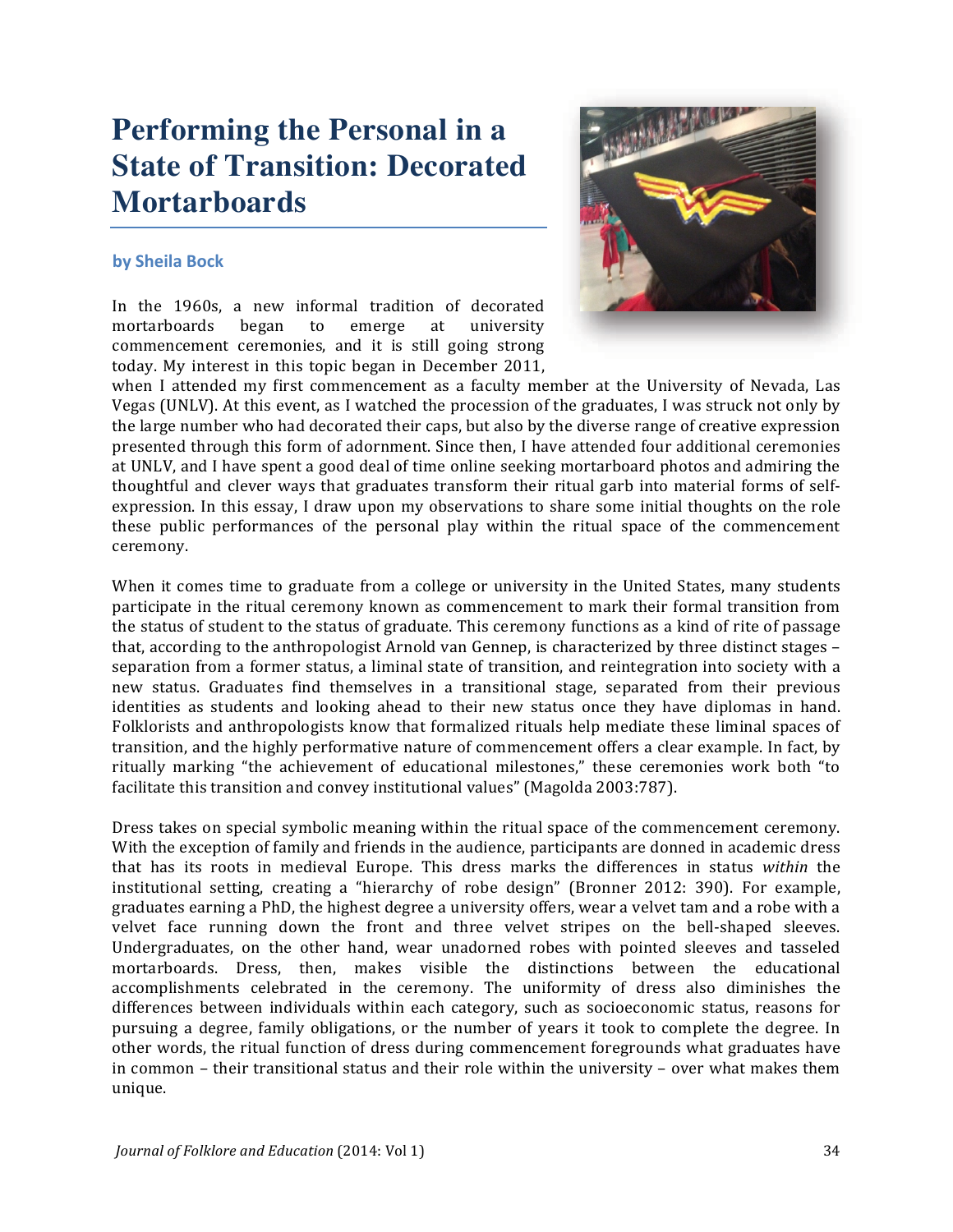# Performing the Personal in a State of Transition: Decorated Mortarboards

**by Sheila Bock**

In the 1960s, a new informal tradition of decorated mortarboards began to emerge at university commencement ceremonies, and it is still going strong today. My interest in this topic began in December 2011, when I attended my first commencement as a faculty member at the University of Nevada, Las Vegas (UNLV). At this event, as I watched the procession of the graduates, I was struck not only by the large number who had decorated their caps, but also by the diverse range of creative expression presented through this form of adornment. Since then, I have attended four additional ceremonies at UNLV, and I have spent a good deal of time online seeking mortarboard photos and admiring the thoughtful and clever ways that graduates transform their ritual garb into material forms of self-expression. In this essay, I draw upon my observations to share some initial thoughts on the role these public performances of the personal play within the ritual space of the commencement ceremony.

When it comes time to graduate from a college or university in the United States, many students participate in the ritual ceremony known as commencement to mark their formal transition from the status of student to the status of graduate. This ceremony functions as a kind of rite of passage that, according to the anthropologist Arnold van Gennep, is characterized by three distinct stages – separation from a former status, a liminal state of transition, and reintegration into society with a new status. Graduates find themselves in a transitional stage, separated from their previous identities as students and looking ahead to their new status once they have diplomas in hand. Folklorists and anthropologists know that formalized rituals help mediate these liminal spaces of transition, and the highly performative nature of commencement offers a clear example. In fact, by ritually marking "the achievement of educational milestones," these ceremonies work both "to facilitate this transition and convey institutional values" (Magolda 2003:787).

Dress takes on special symbolic meaning within the ritual space of the commencement ceremony. With the exception of family and friends in the audience, participants are donned in academic dress that has its roots in medieval Europe. This dress marks the differences in status *within* the institutional setting, creating a "hierarchy of robe design" (Bronner 2012: 390). For example, graduates earning a PhD, the highest degree a university offers, wear a velvet tam and a robe with a velvet face running down the front and three velvet stripes on the bell-shaped sleeves. Undergraduates, on the other hand, wear unadorned robes with pointed sleeves and tasseled mortarboards. Dress, then, makes visible the distinctions between the educational accomplishments celebrated in the ceremony. The uniformity of dress also diminishes the differences between individuals within each category, such as socioeconomic status, reasons for pursuing a degree, family obligations, or the number of years it took to complete the degree. In other words, the ritual function of dress during commencement foregrounds what graduates have in common – their transitional status and their role within the university – over what makes them unique.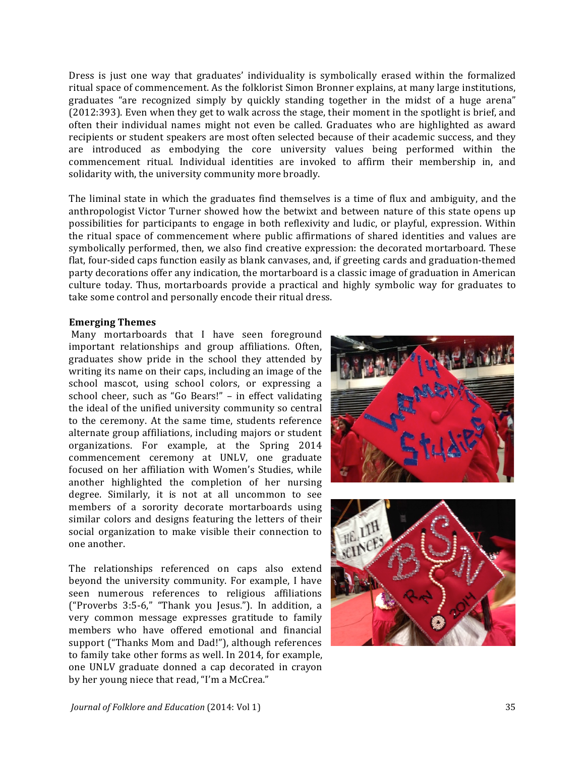Dress is just one way that graduates' individuality is symbolically erased within the formalized ritual space of commencement. As the folklorist Simon Bronner explains, at many large institutions, graduates "are recognized simply by quickly standing together in the midst of a huge arena" (2012:393). Even when they get to walk across the stage, their moment in the spotlight is brief, and often their individual names might not even be called. Graduates who are highlighted as award recipients or student speakers are most often selected because of their academic success, and they are introduced as embodying the core university values being performed within the commencement ritual. Individual identities are invoked to affirm their membership in, and solidarity with, the university community more broadly.

The liminal state in which the graduates find themselves is a time of flux and ambiguity, and the anthropologist Victor Turner showed how the betwixt and between nature of this state opens up possibilities for participants to engage in both reflexivity and ludic, or playful, expression. Within the ritual space of commencement where public affirmations of shared identities and values are symbolically performed, then, we also find creative expression: the decorated mortarboard. These flat, four-sided caps function easily as blank canvases, and, if greeting cards and graduation-themed party decorations offer any indication, the mortarboard is a classic image of graduation in American culture today. Thus, mortarboards provide a practical and highly symbolic way for graduates to take some control and personally encode their ritual dress.

**Emerging Themes**

Many mortarboards that I have seen foreground important relationships and group affiliations. Often, graduates show pride in the school they attended by writing its name on their caps, including an image of the school mascot, using school colors, or expressing a school cheer, such as "Go Bears!" – in effect validating the ideal of the unified university community so central to the ceremony. At the same time, students reference alternate group affiliations, including majors or student organizations. For example, at the Spring 2014 commencement ceremony at UNLV, one graduate focused on her affiliation with Women's Studies, while another highlighted the completion of her nursing degree. Similarly, it is not at all uncommon to see members of a sorority decorate mortarboards using similar colors and designs featuring the letters of their social organization to make visible their connection to one another.

The relationships referenced on caps also extend beyond the university community. For example, I have seen numerous references to religious affiliations ("Proverbs 3:5-6," "Thank you Jesus."). In addition, a very common message expresses gratitude to family members who have offered emotional and financial support ("Thanks Mom and Dad!"), although references to family take other forms as well. In 2014, for example, one UNLV graduate donned a cap decorated in crayon by her young niece that read, "I'm a McCrea."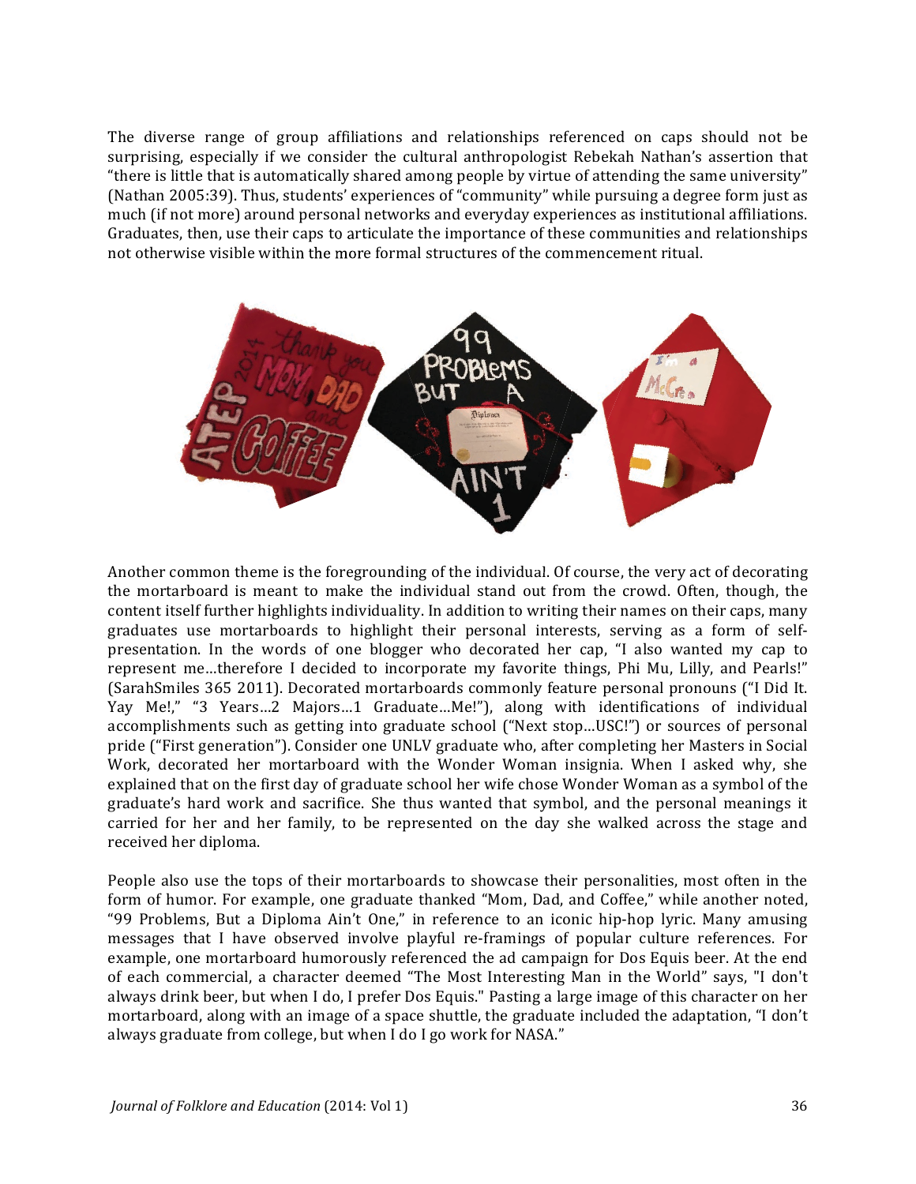The diverse range of group affiliations and relationships referenced on caps should not be surprising, especially if we consider the cultural anthropologist Rebekah Nathan's assertion that "there is little that is automatically shared among people by virtue of attending the same university" (Nathan 2005:39). Thus, students' experiences of "community" while pursuing a degree form just as much (if not more) around personal networks and everyday experiences as institutional affiliations. Graduates, then, use their caps to articulate the importance of these communities and relationships not otherwise visible within the more formal structures of the commencement ritual.

Another common theme is the foregrounding of the individual. Of course, the very act of decorating the mortarboard is meant to make the individual stand out from the crowd. Often, though, the content itself further highlights individuality. In addition to writing their names on their caps, many graduates use mortarboards to highlight their personal interests, serving as a form of self-presentation. In the words of one blogger who decorated her cap, "I also wanted my cap to represent me…therefore I decided to incorporate my favorite things, Phi Mu, Lilly, and Pearls!" (SarahSmiles 365 2011). Decorated mortarboards commonly feature personal pronouns ("I Did It. Yay Me!," "3 Years…2 Majors…1 Graduate…Me!"), along with identifications of individual accomplishments such as getting into graduate school ("Next stop…USC!") or sources of personal pride ("First generation"). Consider one UNLV graduate who, after completing her Masters in Social Work, decorated her mortarboard with the Wonder Woman insignia. When I asked why, she explained that on the first day of graduate school her wife chose Wonder Woman as a symbol of the graduate's hard work and sacrifice. She thus wanted that symbol, and the personal meanings it carried for her and her family, to be represented on the day she walked across the stage and received her diploma.

People also use the tops of their mortarboards to showcase their personalities, most often in the form of humor. For example, one graduate thanked "Mom, Dad, and Coffee," while another noted, "99 Problems, But a Diploma Ain't One," in reference to an iconic hip-hop lyric. Many amusing messages that I have observed involve playful re-framings of popular culture references. For example, one mortarboard humorously referenced the ad campaign for Dos Equis beer. At the end of each commercial, a character deemed "The Most Interesting Man in the World" says, "I don't always drink beer, but when I do, I prefer Dos Equis." Pasting a large image of this character on her mortarboard, along with an image of a space shuttle, the graduate included the adaptation, "I don't always graduate from college, but when I do I go work for NASA."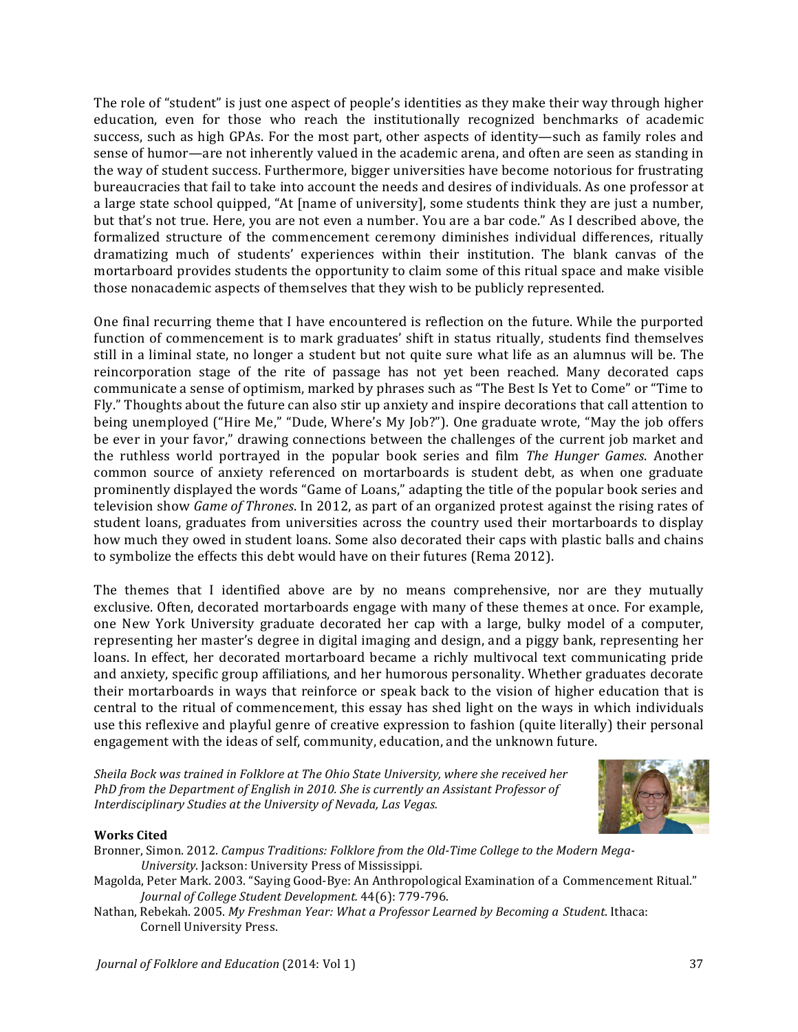The role of "student" is just one aspect of people's identities as they make their way through higher education, even for those who reach the institutionally recognized benchmarks of academic success, such as high GPAs. For the most part, other aspects of identity—such as family roles and sense of humor—are not inherently valued in the academic arena, and often are seen as standing in the way of student success. Furthermore, bigger universities have become notorious for frustrating bureaucracies that fail to take into account the needs and desires of individuals. As one professor at a large state school quipped, "At [name of university], some students think they are just a number, but that's not true. Here, you are not even a number. You are a bar code." As I described above, the formalized structure of the commencement ceremony diminishes individual differences, ritually dramatizing much of students' experiences within their institution. The blank canvas of the mortarboard provides students the opportunity to claim some of this ritual space and make visible those nonacademic aspects of themselves that they wish to be publicly represented.

One final recurring theme that I have encountered is reflection on the future. While the purported function of commencement is to mark graduates' shift in status ritually, students find themselves still in a liminal state, no longer a student but not quite sure what life as an alumnus will be. The reincorporation stage of the rite of passage has not yet been reached. Many decorated caps communicate a sense of optimism, marked by phrases such as "The Best Is Yet to Come" or "Time to Fly." Thoughts about the future can also stir up anxiety and inspire decorations that call attention to being unemployed ("Hire Me," "Dude, Where's My Job?"). One graduate wrote, "May the job offers be ever in your favor," drawing connections between the challenges of the current job market and the ruthless world portrayed in the popular book series and film *The Hunger Games*. Another common source of anxiety referenced on mortarboards is student debt, as when one graduate prominently displayed the words "Game of Loans," adapting the title of the popular book series and television show *Game of Thrones*. In 2012, as part of an organized protest against the rising rates of student loans, graduates from universities across the country used their mortarboards to display how much they owed in student loans. Some also decorated their caps with plastic balls and chains to symbolize the effects this debt would have on their futures (Rema 2012).

The themes that I identified above are by no means comprehensive, nor are they mutually exclusive. Often, decorated mortarboards engage with many of these themes at once. For example, one New York University graduate decorated her cap with a large, bulky model of a computer, representing her master's degree in digital imaging and design, and a piggy bank, representing her loans. In effect, her decorated mortarboard became a richly multivocal text communicating pride and anxiety, specific group affiliations, and her humorous personality. Whether graduates decorate their mortarboards in ways that reinforce or speak back to the vision of higher education that is central to the ritual of commencement, this essay has shed light on the ways in which individuals use this reflexive and playful genre of creative expression to fashion (quite literally) their personal engagement with the ideas of self, community, education, and the unknown future.

*Sheila Bock was trained in Folklore at The Ohio State University, where she received her PhD from the Department of English in 2010. She is currently an Assistant Professor of Interdisciplinary Studies at the University of Nevada, Las Vegas.*

**Works Cited**

Bronner, Simon. 2012. *Campus Traditions: Folklore from the Old-Time College to the Modern Mega-University*. Jackson: University Press of Mississippi.

Magolda, Peter Mark. 2003. "Saying Good-Bye: An Anthropological Examination of a Commencement Ritual." *Journal of College Student Development.* 44(6): 779-796.

Nathan, Rebekah. 2005. *My Freshman Year: What a Professor Learned by Becoming a Student*. Ithaca: Cornell University Press.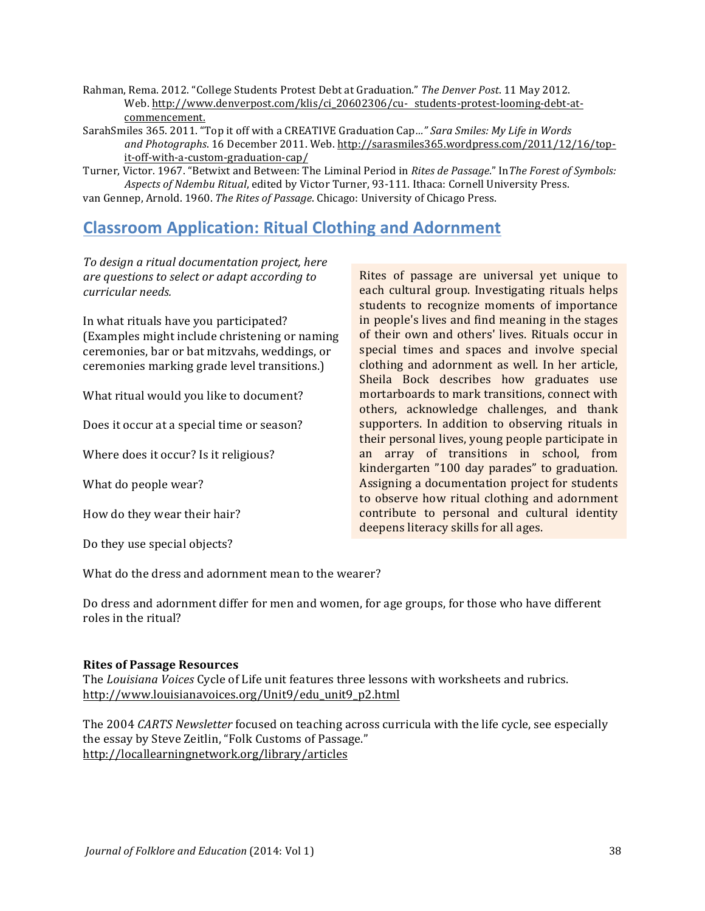Rahman, Rema. 2012. "College Students Protest Debt at Graduation." *The Denver Post*. 11 May 2012. Web. http://www.denverpost.com/klis/ci_20602306/cu- students-protest-looming-debt-at-commencement.

SarahSmiles 365. 2011. "Top it off with a CREATIVE Graduation Cap…" *Sara Smiles: My Life in Words and Photographs*. 16 December 2011. Web. http://sarasmiles365.wordpress.com/2011/12/16/top-it-off-with-a-custom-graduation-cap/

Turner, Victor. 1967. "Betwixt and Between: The Liminal Period in *Rites de Passage*." In *The Forest of Symbols: Aspects of Ndembu Ritual*, edited by Victor Turner, 93-111. Ithaca: Cornell University Press.

van Gennep, Arnold. 1960. *The Rites of Passage*. Chicago: University of Chicago Press.

## Classroom Application: Ritual Clothing and Adornment

Rites of passage are universal yet unique to each cultural group. Investigating rituals helps students to recognize moments of importance in people's lives and find meaning in the stages of their own and others' lives. Rituals occur in special times and spaces and involve special clothing and adornment as well. In her article, Sheila Bock describes how graduates use mortarboards to mark transitions, connect with others, acknowledge challenges, and thank supporters. In addition to observing rituals in their personal lives, young people participate in an array of transitions in school, from kindergarten "100 day parades" to graduation. Assigning a documentation project for students to observe how ritual clothing and adornment contribute to personal and cultural identity deepens literacy skills for all ages.

*To design a ritual documentation project, here are questions to select or adapt according to curricular needs.*

In what rituals have you participated? (Examples might include christening or naming ceremonies, bar or bat mitzvahs, weddings, or ceremonies marking grade level transitions.)

What ritual would you like to document?

Does it occur at a special time or season?

Where does it occur? Is it religious?

What do people wear?

How do they wear their hair?

Do they use special objects?

What do the dress and adornment mean to the wearer?

Do dress and adornment differ for men and women, for age groups, for those who have different roles in the ritual?

**Rites of Passage Resources**

The *Louisiana Voices* Cycle of Life unit features three lessons with worksheets and rubrics. http://www.louisianavoices.org/Unit9/edu_unit9_p2.html

The 2004 *CARTS Newsletter* focused on teaching across curricula with the life cycle, see especially the essay by Steve Zeitlin, "Folk Customs of Passage." http://locallearningnetwork.org/library/articles